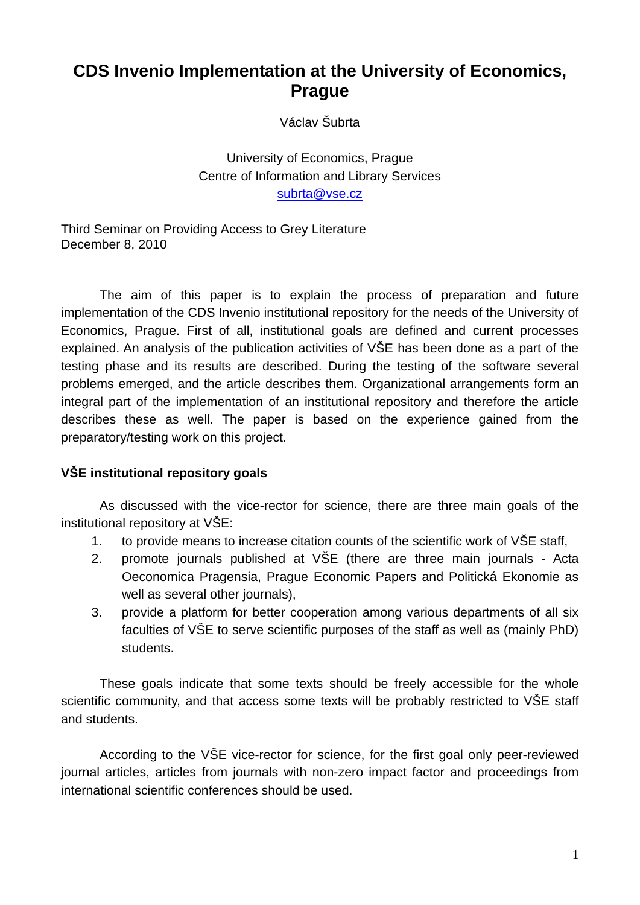# CDS Invenio Implementation at the University of Economics, Prague

Václav Šubrta

University of Economics, Prague
Centre of Information and Library Services
subrta@vse.cz

Third Seminar on Providing Access to Grey Literature
December 8, 2010

The aim of this paper is to explain the process of preparation and future implementation of the CDS Invenio institutional repository for the needs of the University of Economics, Prague. First of all, institutional goals are defined and current processes explained. An analysis of the publication activities of VŠE has been done as a part of the testing phase and its results are described. During the testing of the software several problems emerged, and the article describes them. Organizational arrangements form an integral part of the implementation of an institutional repository and therefore the article describes these as well. The paper is based on the experience gained from the preparatory/testing work on this project.

## VŠE institutional repository goals

As discussed with the vice-rector for science, there are three main goals of the institutional repository at VŠE:

1. to provide means to increase citation counts of the scientific work of VŠE staff,
2. promote journals published at VŠE (there are three main journals - Acta Oeconomica Pragensia, Prague Economic Papers and Politická Ekonomie as well as several other journals),
3. provide a platform for better cooperation among various departments of all six faculties of VŠE to serve scientific purposes of the staff as well as (mainly PhD) students.

These goals indicate that some texts should be freely accessible for the whole scientific community, and that access some texts will be probably restricted to VŠE staff and students.

According to the VŠE vice-rector for science, for the first goal only peer-reviewed journal articles, articles from journals with non-zero impact factor and proceedings from international scientific conferences should be used.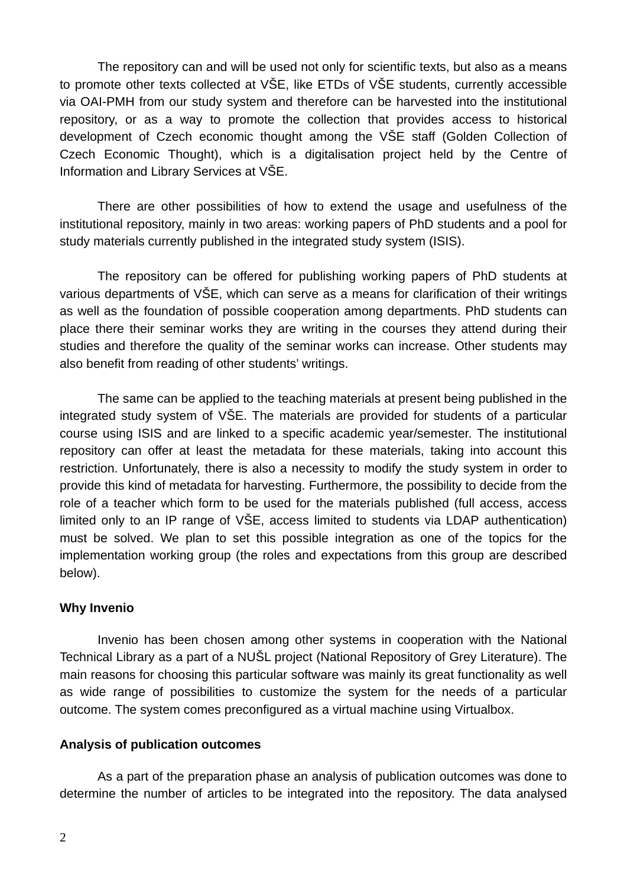The repository can and will be used not only for scientific texts, but also as a means to promote other texts collected at VŠE, like ETDs of VŠE students, currently accessible via OAI-PMH from our study system and therefore can be harvested into the institutional repository, or as a way to promote the collection that provides access to historical development of Czech economic thought among the VŠE staff (Golden Collection of Czech Economic Thought), which is a digitalisation project held by the Centre of Information and Library Services at VŠE.

There are other possibilities of how to extend the usage and usefulness of the institutional repository, mainly in two areas: working papers of PhD students and a pool for study materials currently published in the integrated study system (ISIS).

The repository can be offered for publishing working papers of PhD students at various departments of VŠE, which can serve as a means for clarification of their writings as well as the foundation of possible cooperation among departments. PhD students can place there their seminar works they are writing in the courses they attend during their studies and therefore the quality of the seminar works can increase. Other students may also benefit from reading of other students' writings.

The same can be applied to the teaching materials at present being published in the integrated study system of VŠE. The materials are provided for students of a particular course using ISIS and are linked to a specific academic year/semester. The institutional repository can offer at least the metadata for these materials, taking into account this restriction. Unfortunately, there is also a necessity to modify the study system in order to provide this kind of metadata for harvesting. Furthermore, the possibility to decide from the role of a teacher which form to be used for the materials published (full access, access limited only to an IP range of VŠE, access limited to students via LDAP authentication) must be solved. We plan to set this possible integration as one of the topics for the implementation working group (the roles and expectations from this group are described below).

**Why Invenio**

Invenio has been chosen among other systems in cooperation with the National Technical Library as a part of a NUŠL project (National Repository of Grey Literature). The main reasons for choosing this particular software was mainly its great functionality as well as wide range of possibilities to customize the system for the needs of a particular outcome. The system comes preconfigured as a virtual machine using Virtualbox.

**Analysis of publication outcomes**

As a part of the preparation phase an analysis of publication outcomes was done to determine the number of articles to be integrated into the repository. The data analysed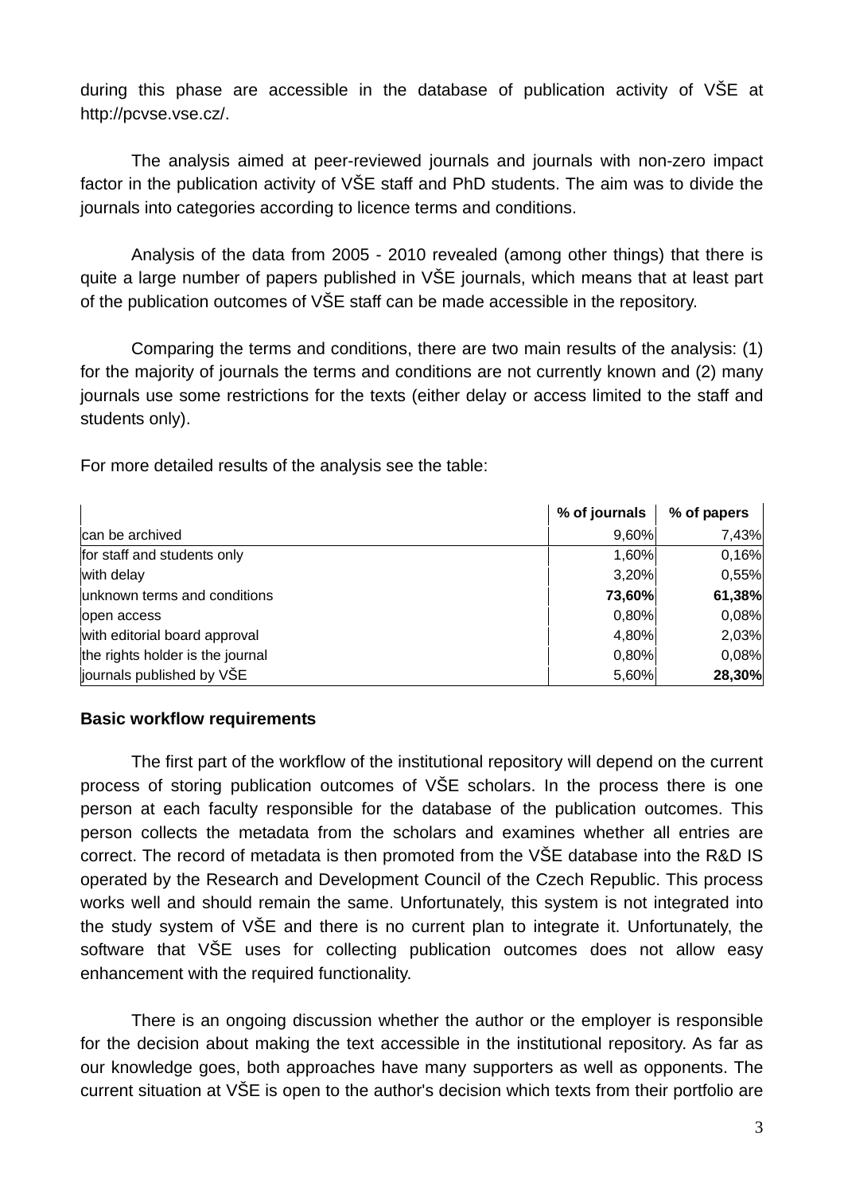during this phase are accessible in the database of publication activity of VŠE at http://pcvse.vse.cz/.

The analysis aimed at peer-reviewed journals and journals with non-zero impact factor in the publication activity of VŠE staff and PhD students. The aim was to divide the journals into categories according to licence terms and conditions.

Analysis of the data from 2005 - 2010 revealed (among other things) that there is quite a large number of papers published in VŠE journals, which means that at least part of the publication outcomes of VŠE staff can be made accessible in the repository.

Comparing the terms and conditions, there are two main results of the analysis: (1) for the majority of journals the terms and conditions are not currently known and (2) many journals use some restrictions for the texts (either delay or access limited to the staff and students only).

For more detailed results of the analysis see the table:

| | **% of journals** | **% of papers** |
|---|---|---|
| can be archived | 9,60% | 7,43% |
| for staff and students only | 1,60% | 0,16% |
| with delay | 3,20% | 0,55% |
| unknown terms and conditions | **73,60%** | **61,38%** |
| open access | 0,80% | 0,08% |
| with editorial board approval | 4,80% | 2,03% |
| the rights holder is the journal | 0,80% | 0,08% |
| journals published by VŠE | 5,60% | **28,30%** |

**Basic workflow requirements**

The first part of the workflow of the institutional repository will depend on the current process of storing publication outcomes of VŠE scholars. In the process there is one person at each faculty responsible for the database of the publication outcomes. This person collects the metadata from the scholars and examines whether all entries are correct. The record of metadata is then promoted from the VŠE database into the R&D IS operated by the Research and Development Council of the Czech Republic. This process works well and should remain the same. Unfortunately, this system is not integrated into the study system of VŠE and there is no current plan to integrate it. Unfortunately, the software that VŠE uses for collecting publication outcomes does not allow easy enhancement with the required functionality.

There is an ongoing discussion whether the author or the employer is responsible for the decision about making the text accessible in the institutional repository. As far as our knowledge goes, both approaches have many supporters as well as opponents. The current situation at VŠE is open to the author's decision which texts from their portfolio are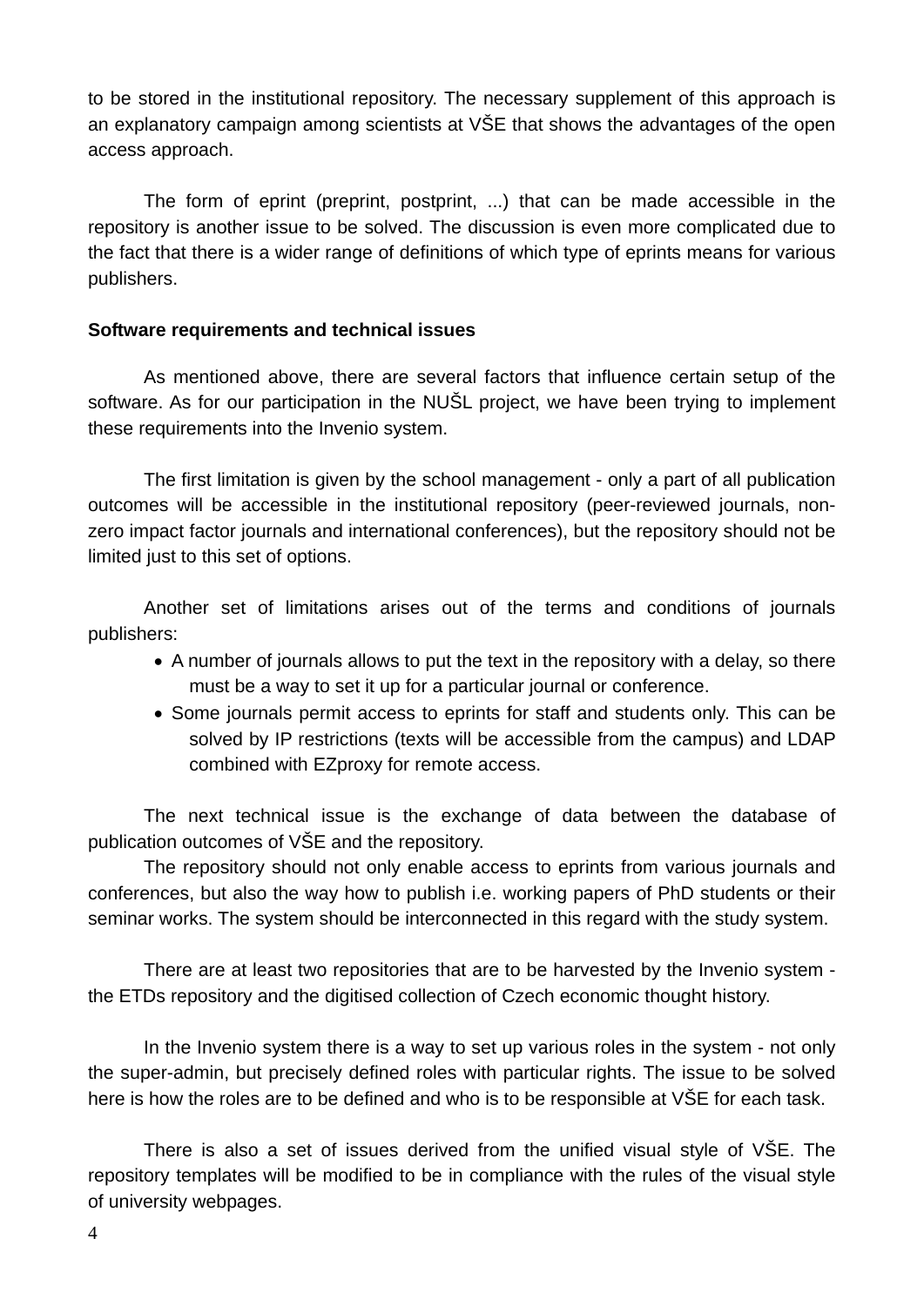to be stored in the institutional repository. The necessary supplement of this approach is an explanatory campaign among scientists at VŠE that shows the advantages of the open access approach.

The form of eprint (preprint, postprint, ...) that can be made accessible in the repository is another issue to be solved. The discussion is even more complicated due to the fact that there is a wider range of definitions of which type of eprints means for various publishers.

**Software requirements and technical issues**

As mentioned above, there are several factors that influence certain setup of the software. As for our participation in the NUŠL project, we have been trying to implement these requirements into the Invenio system.

The first limitation is given by the school management - only a part of all publication outcomes will be accessible in the institutional repository (peer-reviewed journals, non-zero impact factor journals and international conferences), but the repository should not be limited just to this set of options.

Another set of limitations arises out of the terms and conditions of journals publishers:

- A number of journals allows to put the text in the repository with a delay, so there must be a way to set it up for a particular journal or conference.
- Some journals permit access to eprints for staff and students only. This can be solved by IP restrictions (texts will be accessible from the campus) and LDAP combined with EZproxy for remote access.

The next technical issue is the exchange of data between the database of publication outcomes of VŠE and the repository.

The repository should not only enable access to eprints from various journals and conferences, but also the way how to publish i.e. working papers of PhD students or their seminar works. The system should be interconnected in this regard with the study system.

There are at least two repositories that are to be harvested by the Invenio system - the ETDs repository and the digitised collection of Czech economic thought history.

In the Invenio system there is a way to set up various roles in the system - not only the super-admin, but precisely defined roles with particular rights. The issue to be solved here is how the roles are to be defined and who is to be responsible at VŠE for each task.

There is also a set of issues derived from the unified visual style of VŠE. The repository templates will be modified to be in compliance with the rules of the visual style of university webpages.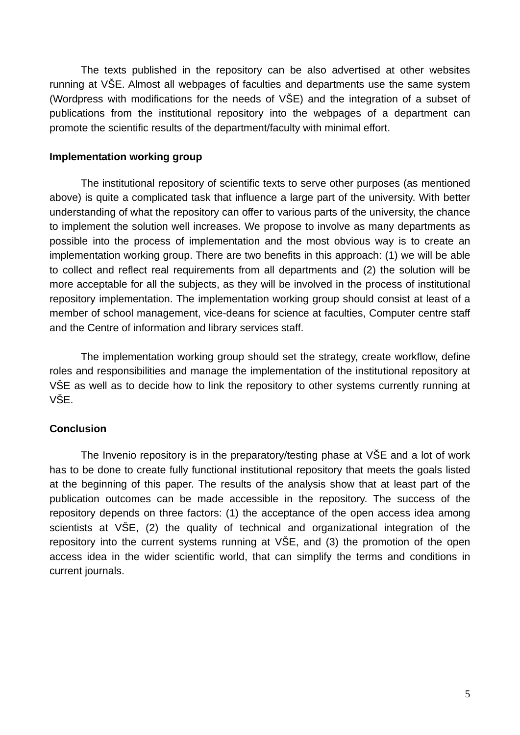The texts published in the repository can be also advertised at other websites running at VŠE. Almost all webpages of faculties and departments use the same system (Wordpress with modifications for the needs of VŠE) and the integration of a subset of publications from the institutional repository into the webpages of a department can promote the scientific results of the department/faculty with minimal effort.

**Implementation working group**

The institutional repository of scientific texts to serve other purposes (as mentioned above) is quite a complicated task that influence a large part of the university. With better understanding of what the repository can offer to various parts of the university, the chance to implement the solution well increases. We propose to involve as many departments as possible into the process of implementation and the most obvious way is to create an implementation working group. There are two benefits in this approach: (1) we will be able to collect and reflect real requirements from all departments and (2) the solution will be more acceptable for all the subjects, as they will be involved in the process of institutional repository implementation. The implementation working group should consist at least of a member of school management, vice-deans for science at faculties, Computer centre staff and the Centre of information and library services staff.

The implementation working group should set the strategy, create workflow, define roles and responsibilities and manage the implementation of the institutional repository at VŠE as well as to decide how to link the repository to other systems currently running at VŠE.

**Conclusion**

The Invenio repository is in the preparatory/testing phase at VŠE and a lot of work has to be done to create fully functional institutional repository that meets the goals listed at the beginning of this paper. The results of the analysis show that at least part of the publication outcomes can be made accessible in the repository. The success of the repository depends on three factors: (1) the acceptance of the open access idea among scientists at VŠE, (2) the quality of technical and organizational integration of the repository into the current systems running at VŠE, and (3) the promotion of the open access idea in the wider scientific world, that can simplify the terms and conditions in current journals.